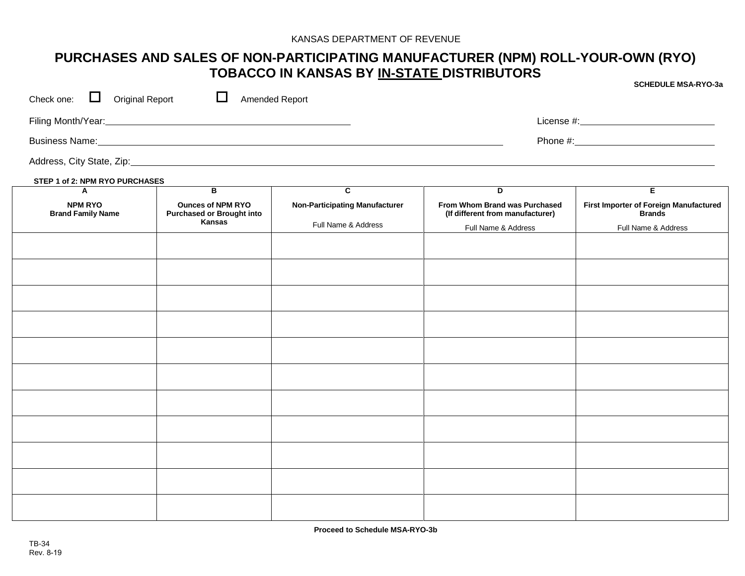KANSAS DEPARTMENT OF REVENUE

# PURCHASES AND SALES OF NON-PARTICIPATING MANUFACTURER (NPM) ROLL-YOUR-OWN (RYO) TOBACCO IN KANSAS BY IN-STATE DISTRIBUTORS

**SCHEDULE MSA-RYO-3a**

Check one: ☐ Original Report ☐ Amended Report

Filing Month/Year:\_\_\_\_\_\_\_\_\_\_\_\_\_\_\_\_\_\_\_\_ License #:\_\_\_\_\_\_\_\_\_\_\_\_\_\_\_\_\_\_\_\_

Business Name:\_\_\_\_\_\_\_\_\_\_\_\_\_\_\_\_\_\_\_\_ Phone #:\_\_\_\_\_\_\_\_\_\_\_\_\_\_\_\_\_\_\_\_

Address, City State, Zip:\_\_\_\_\_\_\_\_\_\_\_\_\_\_\_\_\_\_\_\_

**STEP 1 of 2: NPM RYO PURCHASES**

| A | B | C | D | E |
|---|---|---|---|---|
| **NPM RYO Brand Family Name** | **Ounces of NPM RYO Purchased or Brought into Kansas** | **Non-Participating Manufacturer** Full Name & Address | **From Whom Brand was Purchased (If different from manufacturer)** Full Name & Address | **First Importer of Foreign Manufactured Brands** Full Name & Address |
| | | | | |
| | | | | |
| | | | | |
| | | | | |
| | | | | |
| | | | | |
| | | | | |
| | | | | |
| | | | | |
| | | | | |
| | | | | |

**Proceed to Schedule MSA-RYO-3b**

TB-34
Rev. 8-19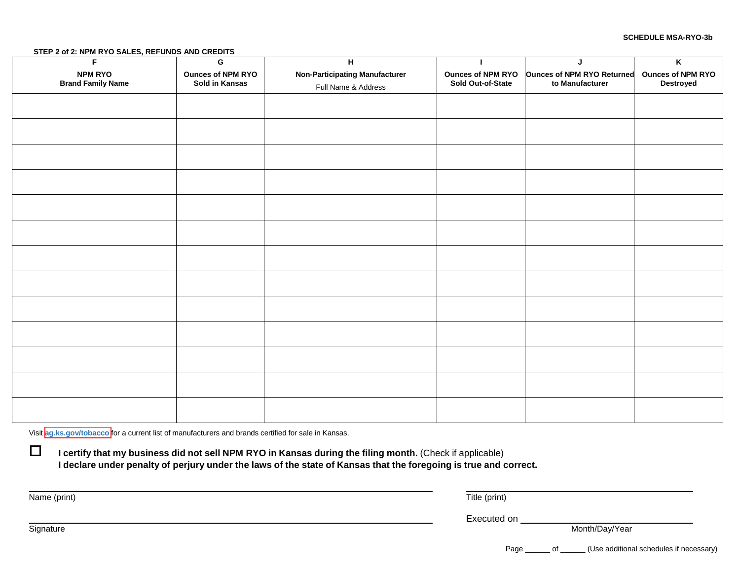**SCHEDULE MSA-RYO-3b**

**STEP 2 of 2: NPM RYO SALES, REFUNDS AND CREDITS**

| F<br>**NPM RYO Brand Family Name** | G<br>**Ounces of NPM RYO Sold in Kansas** | H<br>**Non-Participating Manufacturer**<br>Full Name & Address | I<br>**Ounces of NPM RYO Sold Out-of-State** | J<br>**Ounces of NPM RYO Returned to Manufacturer** | K<br>**Ounces of NPM RYO Destroyed** |
|---|---|---|---|---|---|
| | | | | | |
| | | | | | |
| | | | | | |
| | | | | | |
| | | | | | |
| | | | | | |
| | | | | | |
| | | | | | |
| | | | | | |
| | | | | | |
| | | | | | |
| | | | | | |
| | | | | | |

Visit ag.ks.gov/tobacco for a current list of manufacturers and brands certified for sale in Kansas.

☐ **I certify that my business did not sell NPM RYO in Kansas during the filing month.** (Check if applicable)
**I declare under penalty of perjury under the laws of the state of Kansas that the foregoing is true and correct.**

Name (print) ______________________ Title (print) ______________________

Signature ______________________ Executed on ______________________ Month/Day/Year

Page ______ of ______ (Use additional schedules if necessary)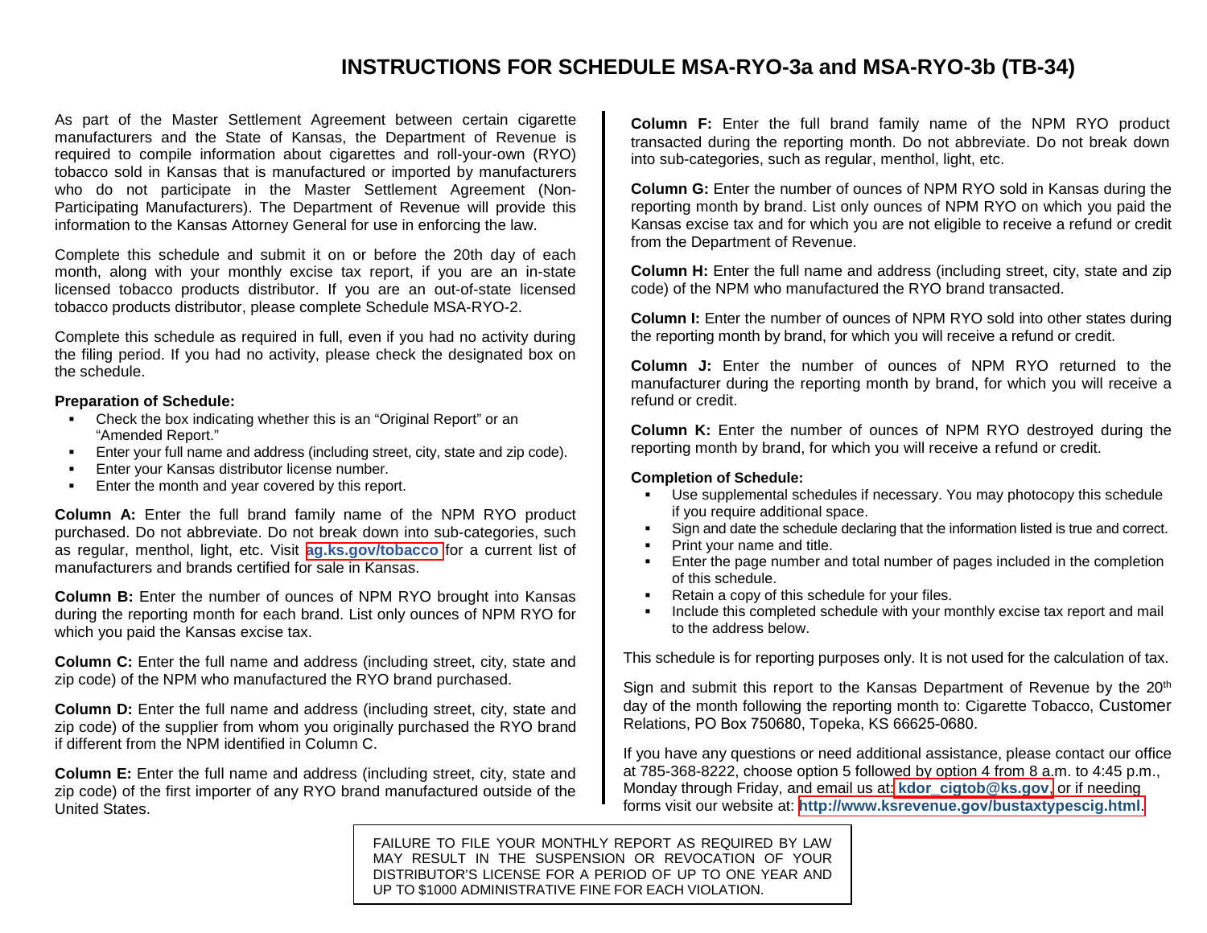# INSTRUCTIONS FOR SCHEDULE MSA-RYO-3a and MSA-RYO-3b (TB-34)

As part of the Master Settlement Agreement between certain cigarette manufacturers and the State of Kansas, the Department of Revenue is required to compile information about cigarettes and roll-your-own (RYO) tobacco sold in Kansas that is manufactured or imported by manufacturers who do not participate in the Master Settlement Agreement (Non-Participating Manufacturers). The Department of Revenue will provide this information to the Kansas Attorney General for use in enforcing the law.

Complete this schedule and submit it on or before the 20th day of each month, along with your monthly excise tax report, if you are an in-state licensed tobacco products distributor. If you are an out-of-state licensed tobacco products distributor, please complete Schedule MSA-RYO-2.

Complete this schedule as required in full, even if you had no activity during the filing period. If you had no activity, please check the designated box on the schedule.

**Preparation of Schedule:**

- Check the box indicating whether this is an "Original Report" or an "Amended Report."
- Enter your full name and address (including street, city, state and zip code).
- Enter your Kansas distributor license number.
- Enter the month and year covered by this report.

**Column A:** Enter the full brand family name of the NPM RYO product purchased. Do not abbreviate. Do not break down into sub-categories, such as regular, menthol, light, etc. Visit ag.ks.gov/tobacco for a current list of manufacturers and brands certified for sale in Kansas.

**Column B:** Enter the number of ounces of NPM RYO brought into Kansas during the reporting month for each brand. List only ounces of NPM RYO for which you paid the Kansas excise tax.

**Column C:** Enter the full name and address (including street, city, state and zip code) of the NPM who manufactured the RYO brand purchased.

**Column D:** Enter the full name and address (including street, city, state and zip code) of the supplier from whom you originally purchased the RYO brand if different from the NPM identified in Column C.

**Column E:** Enter the full name and address (including street, city, state and zip code) of the first importer of any RYO brand manufactured outside of the United States.

**Column F:** Enter the full brand family name of the NPM RYO product transacted during the reporting month. Do not abbreviate. Do not break down into sub-categories, such as regular, menthol, light, etc.

**Column G:** Enter the number of ounces of NPM RYO sold in Kansas during the reporting month by brand. List only ounces of NPM RYO on which you paid the Kansas excise tax and for which you are not eligible to receive a refund or credit from the Department of Revenue.

**Column H:** Enter the full name and address (including street, city, state and zip code) of the NPM who manufactured the RYO brand transacted.

**Column I:** Enter the number of ounces of NPM RYO sold into other states during the reporting month by brand, for which you will receive a refund or credit.

**Column J:** Enter the number of ounces of NPM RYO returned to the manufacturer during the reporting month by brand, for which you will receive a refund or credit.

**Column K:** Enter the number of ounces of NPM RYO destroyed during the reporting month by brand, for which you will receive a refund or credit.

**Completion of Schedule:**

- Use supplemental schedules if necessary. You may photocopy this schedule if you require additional space.
- Sign and date the schedule declaring that the information listed is true and correct.
- Print your name and title.
- Enter the page number and total number of pages included in the completion of this schedule.
- Retain a copy of this schedule for your files.
- Include this completed schedule with your monthly excise tax report and mail to the address below.

This schedule is for reporting purposes only. It is not used for the calculation of tax.

Sign and submit this report to the Kansas Department of Revenue by the 20th day of the month following the reporting month to: Cigarette Tobacco, Customer Relations, PO Box 750680, Topeka, KS 66625-0680.

If you have any questions or need additional assistance, please contact our office at 785-368-8222, choose option 5 followed by option 4 from 8 a.m. to 4:45 p.m., Monday through Friday, and email us at: kdor_cigtob@ks.gov, or if needing forms visit our website at: http://www.ksrevenue.gov/bustaxtypescig.html.

FAILURE TO FILE YOUR MONTHLY REPORT AS REQUIRED BY LAW MAY RESULT IN THE SUSPENSION OR REVOCATION OF YOUR DISTRIBUTOR'S LICENSE FOR A PERIOD OF UP TO ONE YEAR AND UP TO $1000 ADMINISTRATIVE FINE FOR EACH VIOLATION.